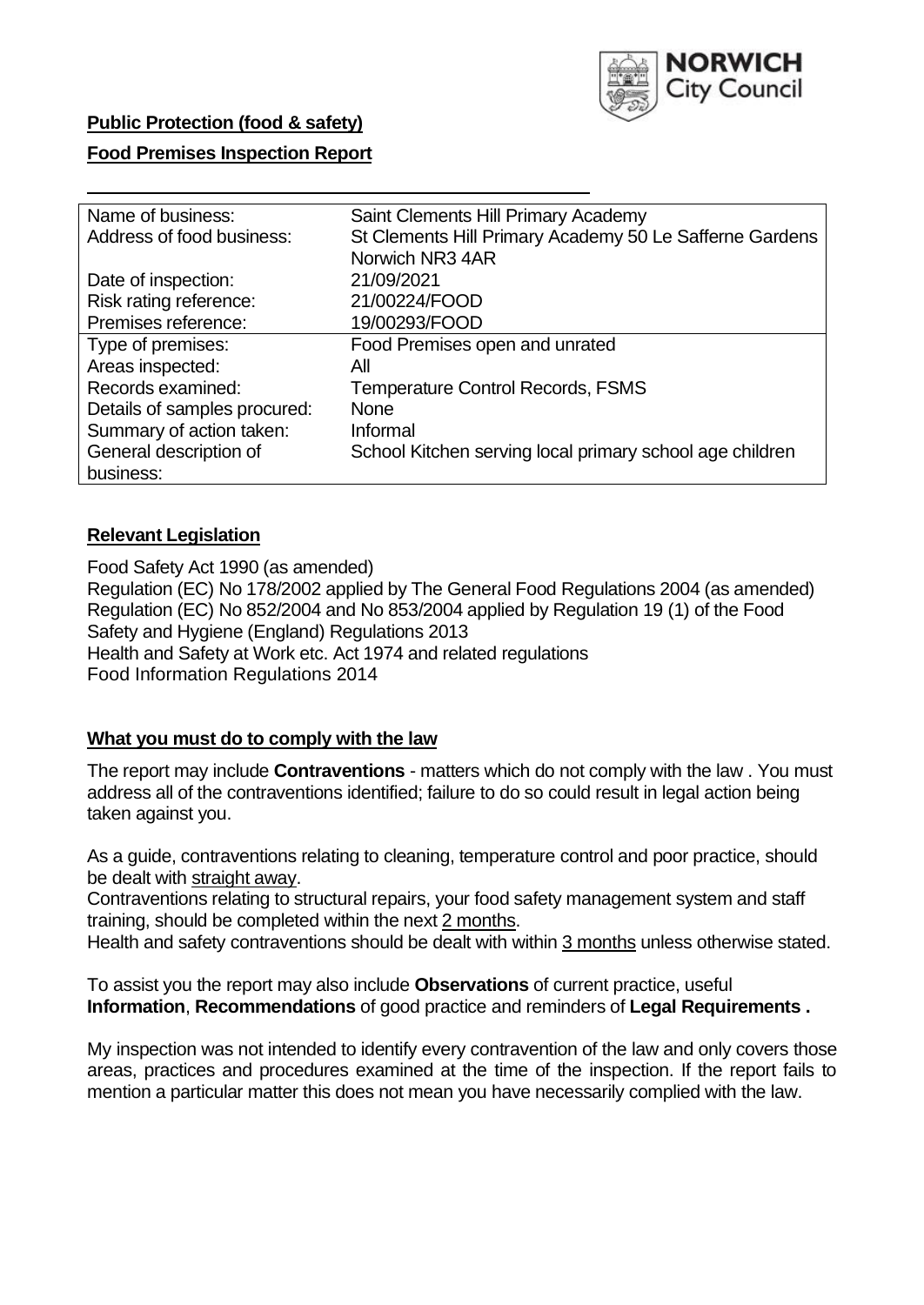**Public Protection (food & safety)**

**Food Premises Inspection Report**

| | |
|---|---|
| Name of business: | Saint Clements Hill Primary Academy |
| Address of food business: | St Clements Hill Primary Academy 50 Le Safferne Gardens Norwich NR3 4AR |
| Date of inspection: | 21/09/2021 |
| Risk rating reference: | 21/00224/FOOD |
| Premises reference: | 19/00293/FOOD |
| Type of premises: | Food Premises open and unrated |
| Areas inspected: | All |
| Records examined: | Temperature Control Records, FSMS |
| Details of samples procured: | None |
| Summary of action taken: | Informal |
| General description of business: | School Kitchen serving local primary school age children |

**Relevant Legislation**

Food Safety Act 1990 (as amended)
Regulation (EC) No 178/2002 applied by The General Food Regulations 2004 (as amended)
Regulation (EC) No 852/2004 and No 853/2004 applied by Regulation 19 (1) of the Food Safety and Hygiene (England) Regulations 2013
Health and Safety at Work etc. Act 1974 and related regulations
Food Information Regulations 2014

**What you must do to comply with the law**

The report may include **Contraventions** - matters which do not comply with the law . You must address all of the contraventions identified; failure to do so could result in legal action being taken against you.

As a guide, contraventions relating to cleaning, temperature control and poor practice, should be dealt with straight away.
Contraventions relating to structural repairs, your food safety management system and staff training, should be completed within the next 2 months.
Health and safety contraventions should be dealt with within 3 months unless otherwise stated.

To assist you the report may also include **Observations** of current practice, useful **Information**, **Recommendations** of good practice and reminders of **Legal Requirements .**

My inspection was not intended to identify every contravention of the law and only covers those areas, practices and procedures examined at the time of the inspection. If the report fails to mention a particular matter this does not mean you have necessarily complied with the law.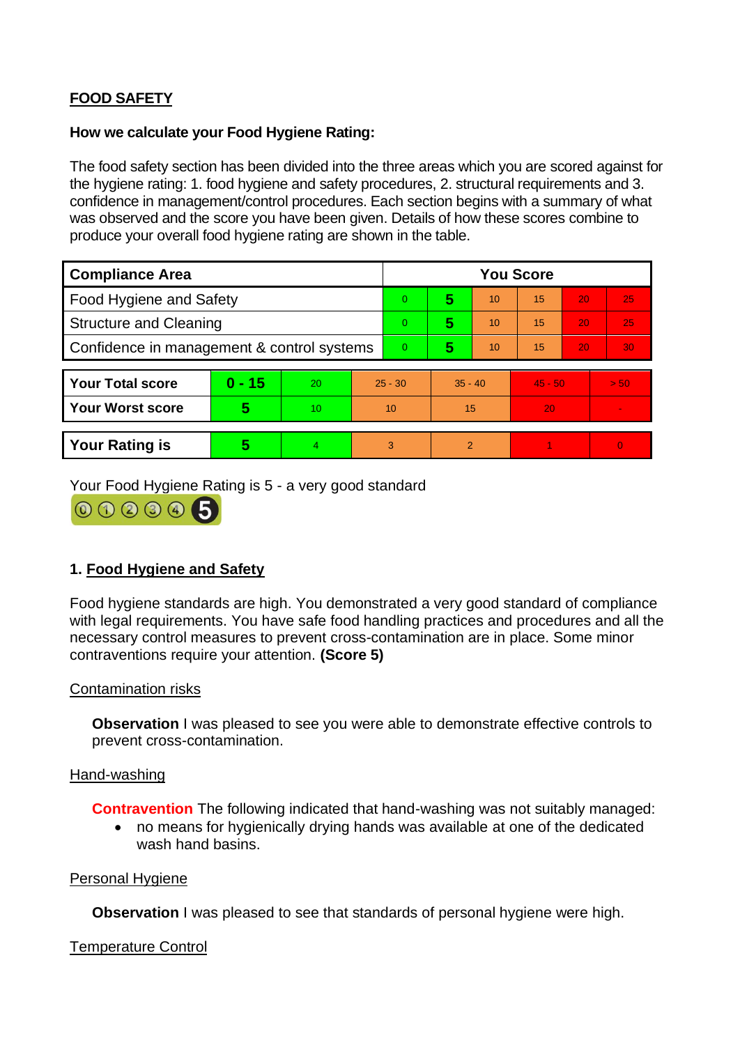## FOOD SAFETY

**How we calculate your Food Hygiene Rating:**

The food safety section has been divided into the three areas which you are scored against for the hygiene rating: 1. food hygiene and safety procedures, 2. structural requirements and 3. confidence in management/control procedures. Each section begins with a summary of what was observed and the score you have been given. Details of how these scores combine to produce your overall food hygiene rating are shown in the table.

| Compliance Area | You Score | | | | | |
|---|---|---|---|---|---|---|
| Food Hygiene and Safety | 0 | **5** | 10 | 15 | 20 | 25 |
| Structure and Cleaning | 0 | **5** | 10 | 15 | 20 | 25 |
| Confidence in management & control systems | 0 | **5** | 10 | 15 | 20 | 30 |

| | | | | | | |
|---|---|---|---|---|---|---|
| **Your Total score** | **0 - 15** | 20 | 25 - 30 | 35 - 40 | 45 - 50 | > 50 |
| **Your Worst score** | **5** | 10 | 10 | 15 | 20 | - |

| | | | | | | |
|---|---|---|---|---|---|---|
| **Your Rating is** | **5** | 4 | 3 | 2 | 1 | 0 |

Your Food Hygiene Rating is 5 - a very good standard

### 1. Food Hygiene and Safety

Food hygiene standards are high. You demonstrated a very good standard of compliance with legal requirements. You have safe food handling practices and procedures and all the necessary control measures to prevent cross-contamination are in place. Some minor contraventions require your attention. **(Score 5)**

Contamination risks

**Observation** I was pleased to see you were able to demonstrate effective controls to prevent cross-contamination.

Hand-washing

**Contravention** The following indicated that hand-washing was not suitably managed:

- no means for hygienically drying hands was available at one of the dedicated wash hand basins.

Personal Hygiene

**Observation** I was pleased to see that standards of personal hygiene were high.

Temperature Control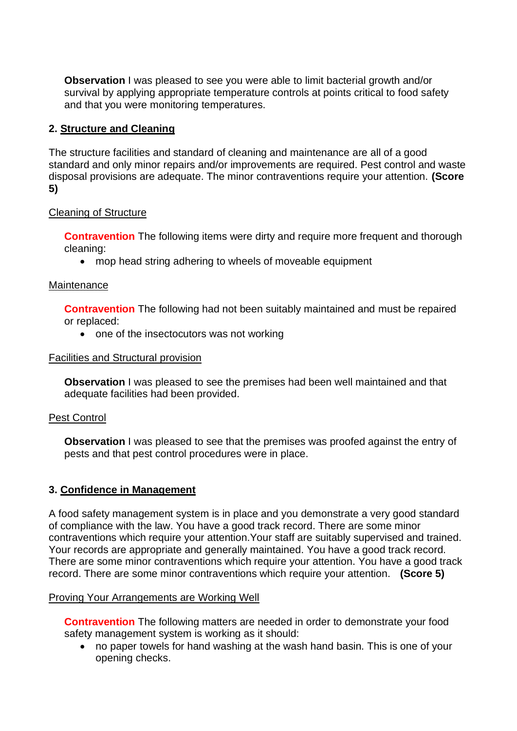**Observation** I was pleased to see you were able to limit bacterial growth and/or survival by applying appropriate temperature controls at points critical to food safety and that you were monitoring temperatures.

## 2. Structure and Cleaning

The structure facilities and standard of cleaning and maintenance are all of a good standard and only minor repairs and/or improvements are required. Pest control and waste disposal provisions are adequate. The minor contraventions require your attention. **(Score 5)**

### Cleaning of Structure

**Contravention** The following items were dirty and require more frequent and thorough cleaning:

- mop head string adhering to wheels of moveable equipment

### Maintenance

**Contravention** The following had not been suitably maintained and must be repaired or replaced:

- one of the insectocutors was not working

### Facilities and Structural provision

**Observation** I was pleased to see the premises had been well maintained and that adequate facilities had been provided.

### Pest Control

**Observation** I was pleased to see that the premises was proofed against the entry of pests and that pest control procedures were in place.

## 3. Confidence in Management

A food safety management system is in place and you demonstrate a very good standard of compliance with the law. You have a good track record. There are some minor contraventions which require your attention.Your staff are suitably supervised and trained. Your records are appropriate and generally maintained. You have a good track record. There are some minor contraventions which require your attention. You have a good track record. There are some minor contraventions which require your attention. **(Score 5)**

### Proving Your Arrangements are Working Well

**Contravention** The following matters are needed in order to demonstrate your food safety management system is working as it should:

- no paper towels for hand washing at the wash hand basin. This is one of your opening checks.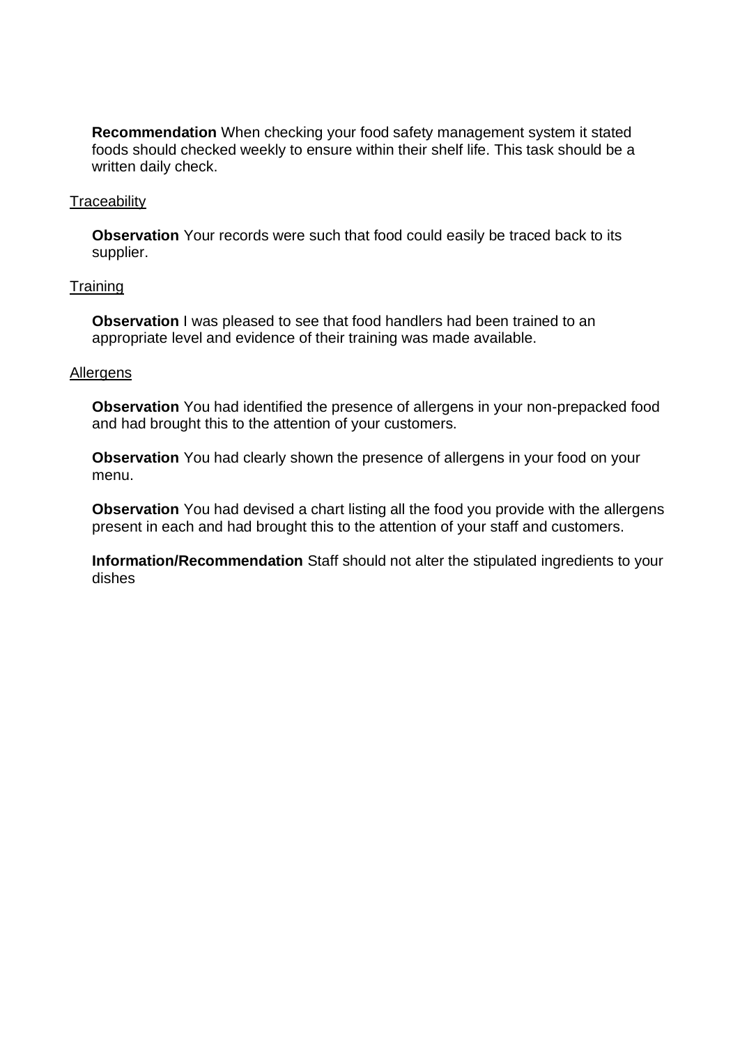**Recommendation** When checking your food safety management system it stated foods should checked weekly to ensure within their shelf life. This task should be a written daily check.

<u>Traceability</u>

**Observation** Your records were such that food could easily be traced back to its supplier.

<u>Training</u>

**Observation** I was pleased to see that food handlers had been trained to an appropriate level and evidence of their training was made available.

<u>Allergens</u>

**Observation** You had identified the presence of allergens in your non-prepacked food and had brought this to the attention of your customers.

**Observation** You had clearly shown the presence of allergens in your food on your menu.

**Observation** You had devised a chart listing all the food you provide with the allergens present in each and had brought this to the attention of your staff and customers.

**Information/Recommendation** Staff should not alter the stipulated ingredients to your dishes